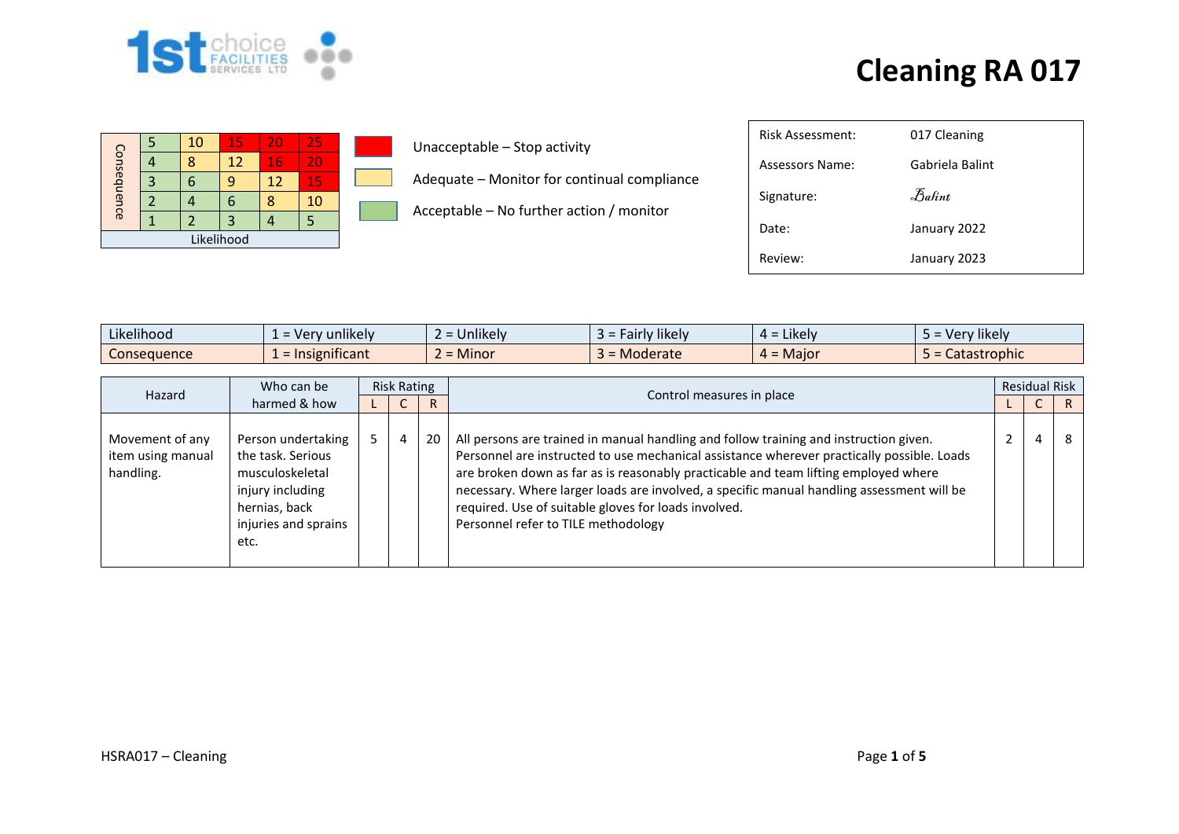# Cleaning RA 017

| Consequence | | | | | |
|---|---|---|---|---|---|
| | 5 | 10 | 15 | 20 | 25 |
| | 4 | 8 | 12 | 16 | 20 |
| | 3 | 6 | 9 | 12 | 15 |
| | 2 | 4 | 6 | 8 | 10 |
| | 1 | 2 | 3 | 4 | 5 |
| Likelihood | | | | | |

- Red: Unacceptable – Stop activity
- Yellow: Adequate – Monitor for continual compliance
- Green: Acceptable – No further action / monitor

| | |
|---|---|
| Risk Assessment: | 017 Cleaning |
| Assessors Name: | Gabriela Balint |
| Signature: | Balint |
| Date: | January 2022 |
| Review: | January 2023 |

| | | | | | |
|---|---|---|---|---|---|
| Likelihood | 1 = Very unlikely | 2 = Unlikely | 3 = Fairly likely | 4 = Likely | 5 = Very likely |
| Consequence | 1 = Insignificant | 2 = Minor | 3 = Moderate | 4 = Major | 5 = Catastrophic |

| Hazard | Who can be harmed & how | Risk Rating | | | Control measures in place | Residual Risk | | |
|---|---|---|---|---|---|---|---|---|
| | | L | C | R | | L | C | R |
| Movement of any item using manual handling. | Person undertaking the task. Serious musculoskeletal injury including hernias, back injuries and sprains etc. | 5 | 4 | 20 | All persons are trained in manual handling and follow training and instruction given. Personnel are instructed to use mechanical assistance wherever practically possible. Loads are broken down as far as is reasonably practicable and team lifting employed where necessary. Where larger loads are involved, a specific manual handling assessment will be required. Use of suitable gloves for loads involved.<br>Personnel refer to TILE methodology | 2 | 4 | 8 |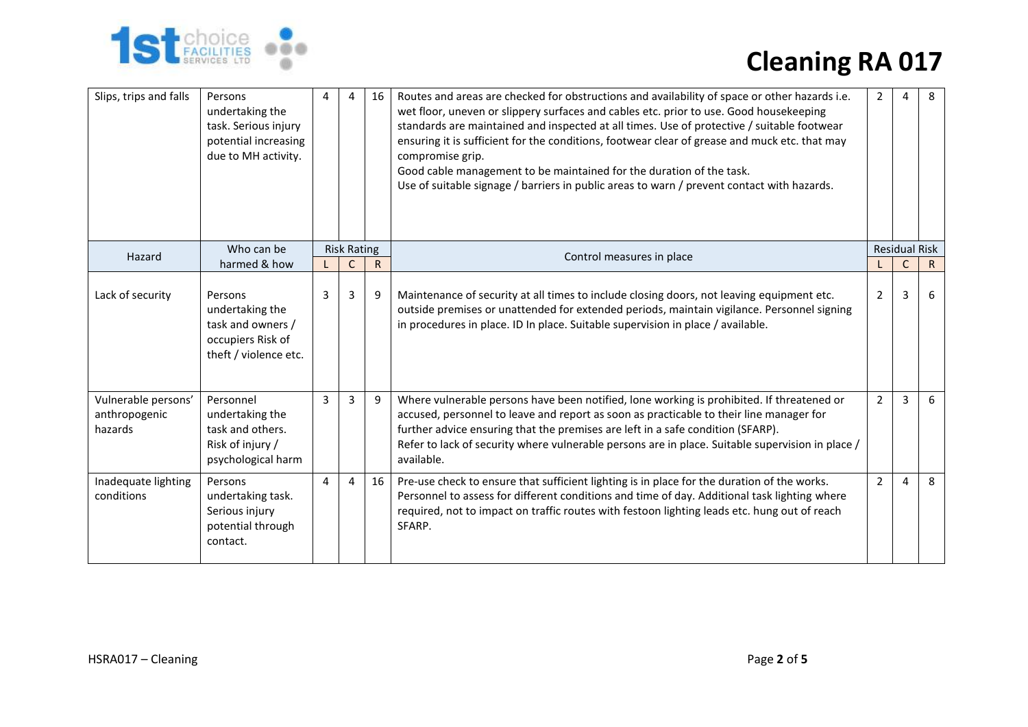| Hazard | Who can be harmed & how | Risk Rating L | Risk Rating C | Risk Rating R | Control measures in place | Residual Risk L | Residual Risk C | Residual Risk R |
|---|---|---|---|---|---|---|---|---|
| Slips, trips and falls | Persons undertaking the task. Serious injury potential increasing due to MH activity. | 4 | 4 | 16 | Routes and areas are checked for obstructions and availability of space or other hazards i.e. wet floor, uneven or slippery surfaces and cables etc. prior to use. Good housekeeping standards are maintained and inspected at all times. Use of protective / suitable footwear ensuring it is sufficient for the conditions, footwear clear of grease and muck etc. that may compromise grip.<br>Good cable management to be maintained for the duration of the task.<br>Use of suitable signage / barriers in public areas to warn / prevent contact with hazards. | 2 | 4 | 8 |
| Lack of security | Persons undertaking the task and owners / occupiers Risk of theft / violence etc. | 3 | 3 | 9 | Maintenance of security at all times to include closing doors, not leaving equipment etc. outside premises or unattended for extended periods, maintain vigilance. Personnel signing in procedures in place. ID In place. Suitable supervision in place / available. | 2 | 3 | 6 |
| Vulnerable persons' anthropogenic hazards | Personnel undertaking the task and others. Risk of injury / psychological harm | 3 | 3 | 9 | Where vulnerable persons have been notified, lone working is prohibited. If threatened or accused, personnel to leave and report as soon as practicable to their line manager for further advice ensuring that the premises are left in a safe condition (SFARP).<br>Refer to lack of security where vulnerable persons are in place. Suitable supervision in place / available. | 2 | 3 | 6 |
| Inadequate lighting conditions | Persons undertaking task. Serious injury potential through contact. | 4 | 4 | 16 | Pre-use check to ensure that sufficient lighting is in place for the duration of the works. Personnel to assess for different conditions and time of day. Additional task lighting where required, not to impact on traffic routes with festoon lighting leads etc. hung out of reach SFARP. | 2 | 4 | 8 |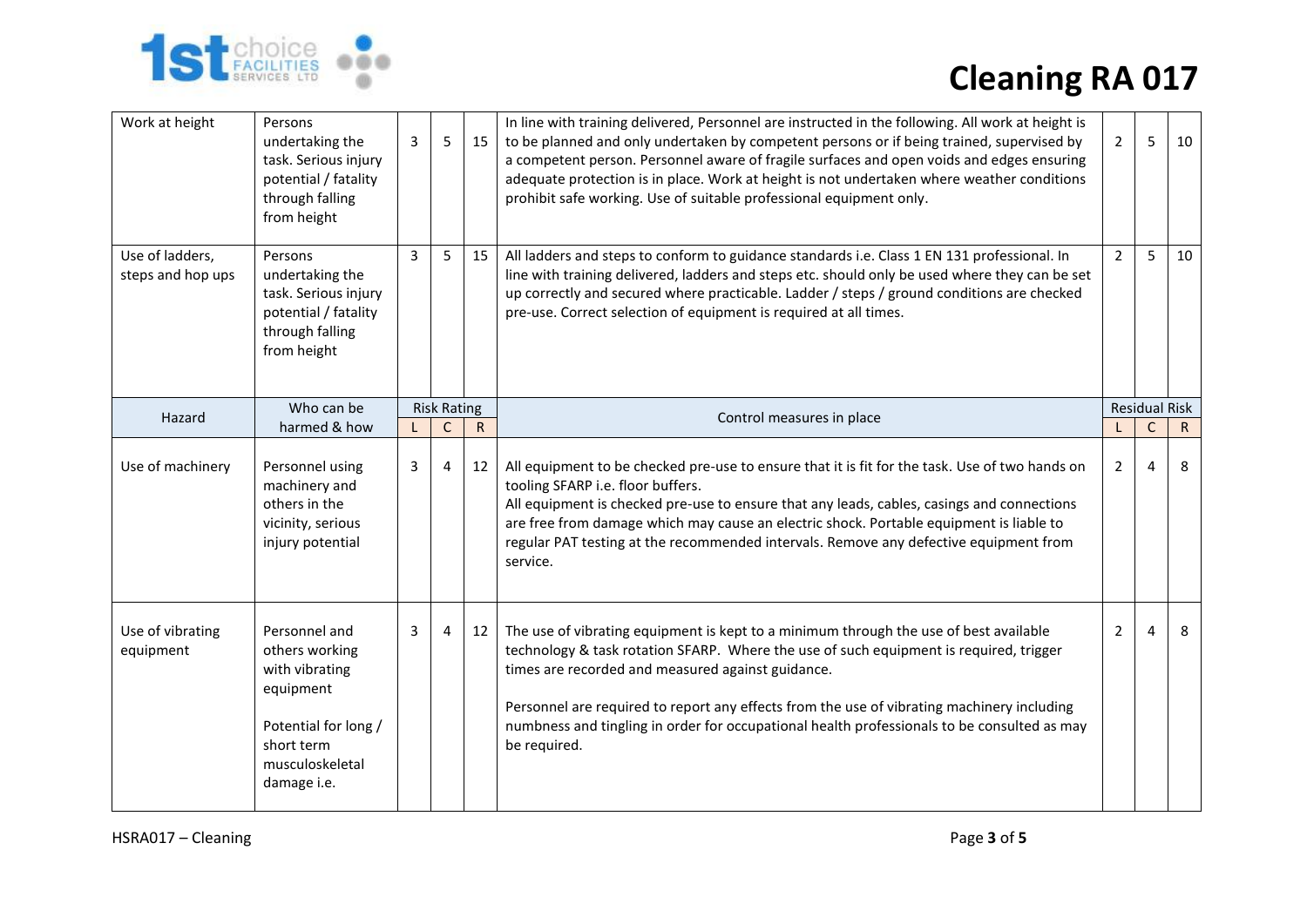# Cleaning RA 017

| Hazard | Who can be harmed & how | Risk Rating | | | Control measures in place | Residual Risk | | |
|---|---|---|---|---|---|---|---|---|
| | | L | C | R | | L | C | R |
| Work at height | Persons undertaking the task. Serious injury potential / fatality through falling from height | 3 | 5 | 15 | In line with training delivered, Personnel are instructed in the following. All work at height is to be planned and only undertaken by competent persons or if being trained, supervised by a competent person. Personnel aware of fragile surfaces and open voids and edges ensuring adequate protection is in place. Work at height is not undertaken where weather conditions prohibit safe working. Use of suitable professional equipment only. | 2 | 5 | 10 |
| Use of ladders, steps and hop ups | Persons undertaking the task. Serious injury potential / fatality through falling from height | 3 | 5 | 15 | All ladders and steps to conform to guidance standards i.e. Class 1 EN 131 professional. In line with training delivered, ladders and steps etc. should only be used where they can be set up correctly and secured where practicable. Ladder / steps / ground conditions are checked pre-use. Correct selection of equipment is required at all times. | 2 | 5 | 10 |
| Use of machinery | Personnel using machinery and others in the vicinity, serious injury potential | 3 | 4 | 12 | All equipment to be checked pre-use to ensure that it is fit for the task. Use of two hands on tooling SFARP i.e. floor buffers.<br>All equipment is checked pre-use to ensure that any leads, cables, casings and connections are free from damage which may cause an electric shock. Portable equipment is liable to regular PAT testing at the recommended intervals. Remove any defective equipment from service. | 2 | 4 | 8 |
| Use of vibrating equipment | Personnel and others working with vibrating equipment<br><br>Potential for long / short term musculoskeletal damage i.e. | 3 | 4 | 12 | The use of vibrating equipment is kept to a minimum through the use of best available technology & task rotation SFARP. Where the use of such equipment is required, trigger times are recorded and measured against guidance.<br><br>Personnel are required to report any effects from the use of vibrating machinery including numbness and tingling in order for occupational health professionals to be consulted as may be required. | 2 | 4 | 8 |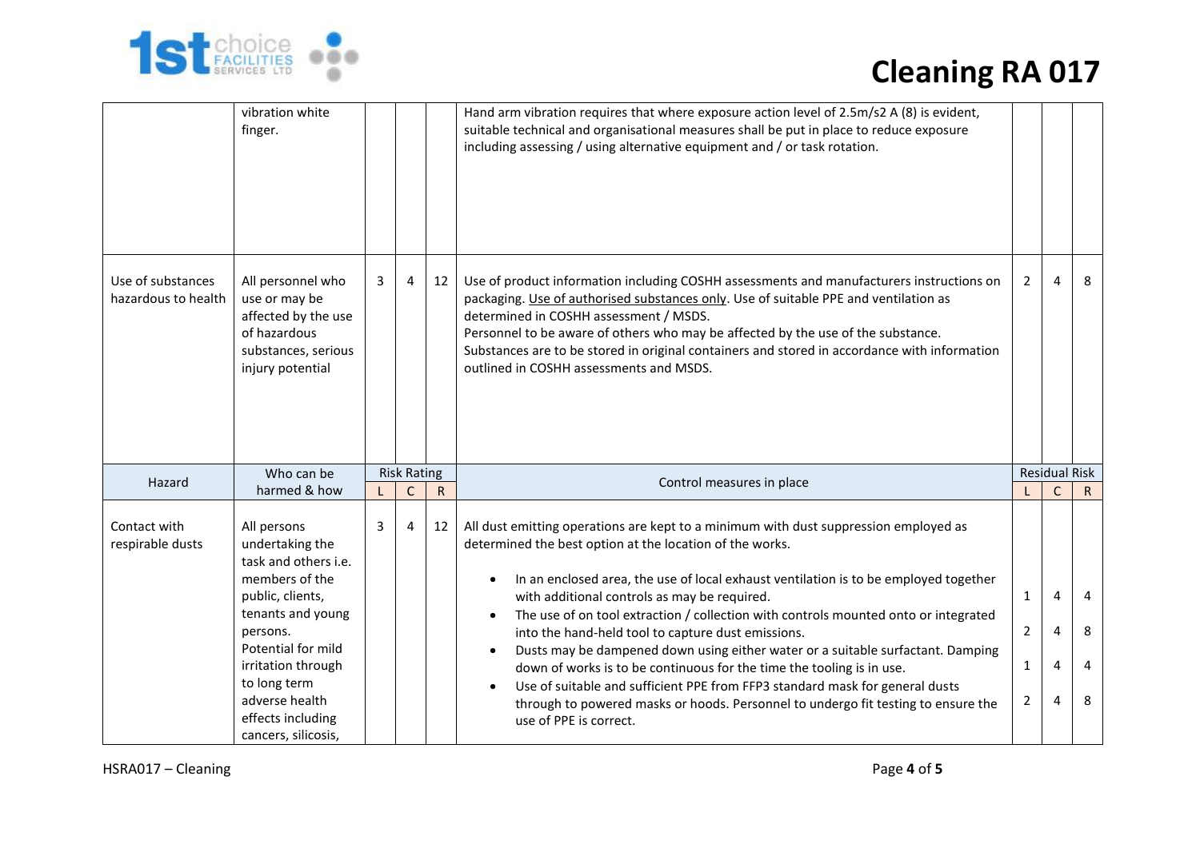# Cleaning RA 017

| Hazard | Who can be harmed & how | Risk Rating L | Risk Rating C | Risk Rating R | Control measures in place | Residual Risk L | Residual Risk C | Residual Risk R |
|---|---|---|---|---|---|---|---|---|
| | vibration white finger. | | | | Hand arm vibration requires that where exposure action level of 2.5m/s2 A (8) is evident, suitable technical and organisational measures shall be put in place to reduce exposure including assessing / using alternative equipment and / or task rotation. | | | |
| Use of substances hazardous to health | All personnel who use or may be affected by the use of hazardous substances, serious injury potential | 3 | 4 | 12 | Use of product information including COSHH assessments and manufacturers instructions on packaging. Use of authorised substances only. Use of suitable PPE and ventilation as determined in COSHH assessment / MSDS.<br>Personnel to be aware of others who may be affected by the use of the substance.<br>Substances are to be stored in original containers and stored in accordance with information outlined in COSHH assessments and MSDS. | 2 | 4 | 8 |
| Contact with respirable dusts | All persons undertaking the task and others i.e. members of the public, clients, tenants and young persons.<br>Potential for mild irritation through to long term adverse health effects including cancers, silicosis, | 3 | 4 | 12 | All dust emitting operations are kept to a minimum with dust suppression employed as determined the best option at the location of the works.<br>• In an enclosed area, the use of local exhaust ventilation is to be employed together with additional controls as may be required.<br>• The use of on tool extraction / collection with controls mounted onto or integrated into the hand-held tool to capture dust emissions.<br>• Dusts may be dampened down using either water or a suitable surfactant. Damping down of works is to be continuous for the time the tooling is in use.<br>• Use of suitable and sufficient PPE from FFP3 standard mask for general dusts through to powered masks or hoods. Personnel to undergo fit testing to ensure the use of PPE is correct. | 1<br>2<br>1<br>2 | 4<br>4<br>4<br>4 | 4<br>8<br>4<br>8 |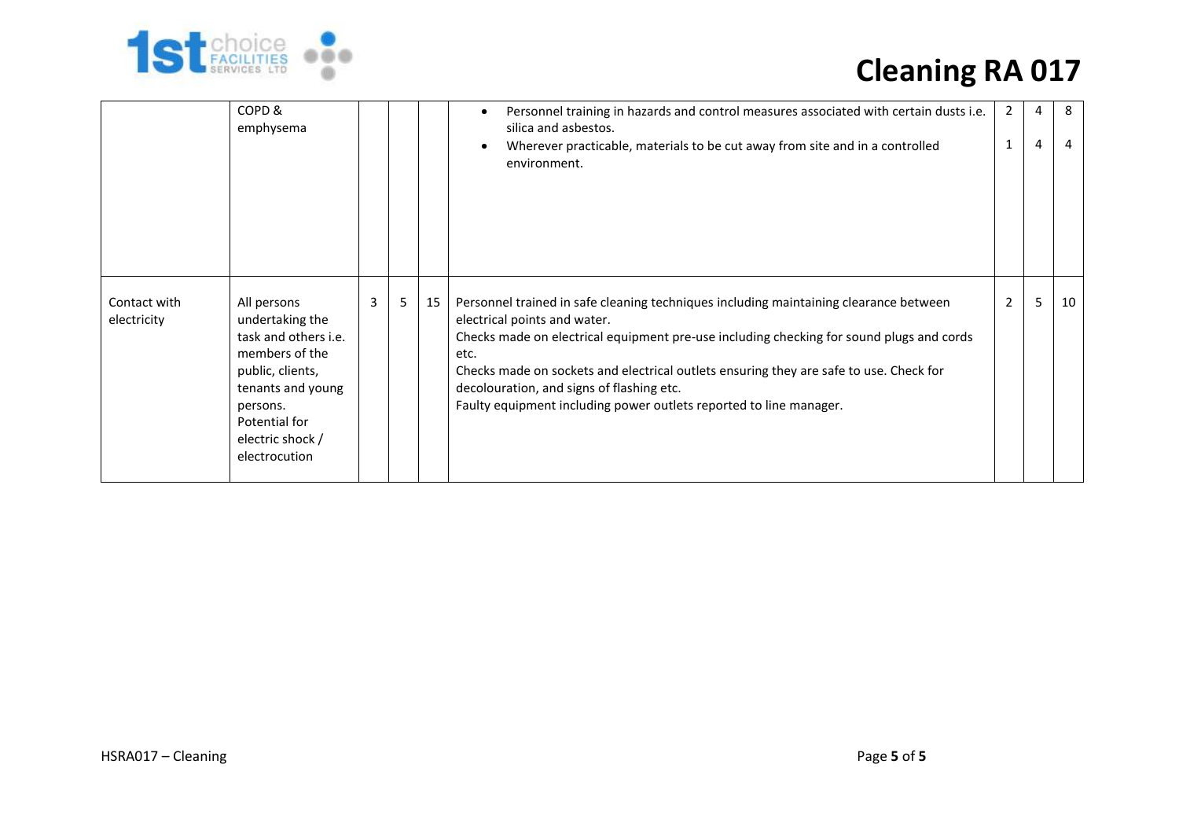# Cleaning RA 017

| | | | | | | | | |
|---|---|---|---|---|---|---|---|---|
| | COPD & emphysema | | | | • Personnel training in hazards and control measures associated with certain dusts i.e. silica and asbestos.<br>• Wherever practicable, materials to be cut away from site and in a controlled environment. | 2<br>1 | 4<br>4 | 8<br>4 |
| Contact with electricity | All persons undertaking the task and others i.e. members of the public, clients, tenants and young persons. Potential for electric shock / electrocution | 3 | 5 | 15 | Personnel trained in safe cleaning techniques including maintaining clearance between electrical points and water.<br>Checks made on electrical equipment pre-use including checking for sound plugs and cords etc.<br>Checks made on sockets and electrical outlets ensuring they are safe to use. Check for decolouration, and signs of flashing etc.<br>Faulty equipment including power outlets reported to line manager. | 2 | 5 | 10 |